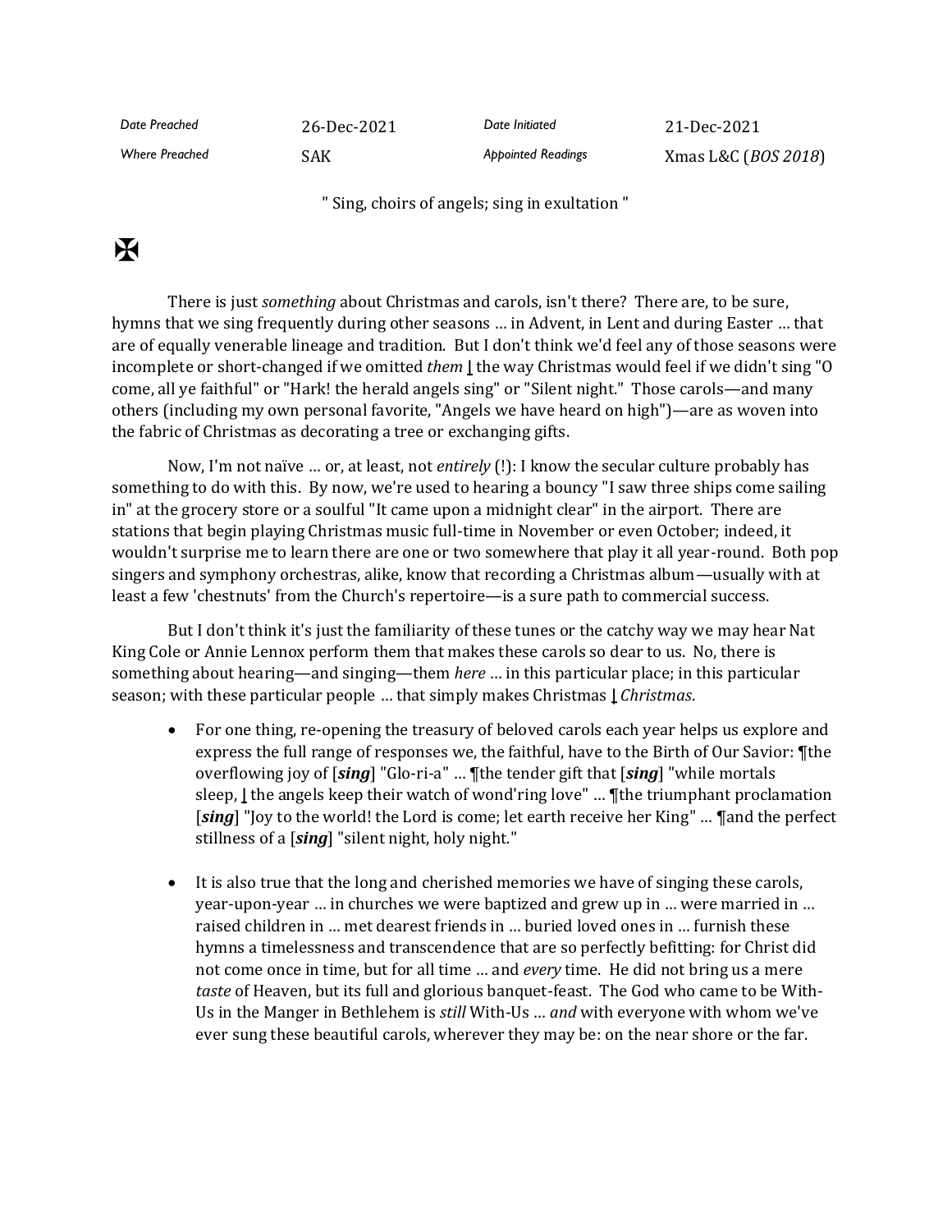| *Date Preached* | 26-Dec-2021 | *Date Initiated* | 21-Dec-2021 |
| --- | --- | --- | --- |
| *Where Preached* | SAK | *Appointed Readings* | Xmas L&C (*BOS 2018*) |

" Sing, choirs of angels; sing in exultation "

✠

There is just *something* about Christmas and carols, isn't there? There are, to be sure, hymns that we sing frequently during other seasons … in Advent, in Lent and during Easter … that are of equally venerable lineage and tradition. But I don't think we'd feel any of those seasons were incomplete or short-changed if we omitted *them* ⌊ the way Christmas would feel if we didn't sing "O come, all ye faithful" or "Hark! the herald angels sing" or "Silent night." Those carols—and many others (including my own personal favorite, "Angels we have heard on high")—are as woven into the fabric of Christmas as decorating a tree or exchanging gifts.

Now, I'm not naïve … or, at least, not *entirely* (!): I know the secular culture probably has something to do with this. By now, we're used to hearing a bouncy "I saw three ships come sailing in" at the grocery store or a soulful "It came upon a midnight clear" in the airport. There are stations that begin playing Christmas music full-time in November or even October; indeed, it wouldn't surprise me to learn there are one or two somewhere that play it all year-round. Both pop singers and symphony orchestras, alike, know that recording a Christmas album—usually with at least a few 'chestnuts' from the Church's repertoire—is a sure path to commercial success.

But I don't think it's just the familiarity of these tunes or the catchy way we may hear Nat King Cole or Annie Lennox perform them that makes these carols so dear to us. No, there is something about hearing—and singing—them *here* … in this particular place; in this particular season; with these particular people … that simply makes Christmas ⌊ *Christmas*.

- For one thing, re-opening the treasury of beloved carols each year helps us explore and express the full range of responses we, the faithful, have to the Birth of Our Savior: ¶the overflowing joy of [***sing***] "Glo-ri-a" … ¶the tender gift that [***sing***] "while mortals sleep, ⌊ the angels keep their watch of wond'ring love" … ¶the triumphant proclamation [***sing***] "Joy to the world! the Lord is come; let earth receive her King" … ¶and the perfect stillness of a [***sing***] "silent night, holy night."

- It is also true that the long and cherished memories we have of singing these carols, year-upon-year … in churches we were baptized and grew up in … were married in … raised children in … met dearest friends in … buried loved ones in … furnish these hymns a timelessness and transcendence that are so perfectly befitting: for Christ did not come once in time, but for all time … and *every* time. He did not bring us a mere *taste* of Heaven, but its full and glorious banquet-feast. The God who came to be With-Us in the Manger in Bethlehem is *still* With-Us … *and* with everyone with whom we've ever sung these beautiful carols, wherever they may be: on the near shore or the far.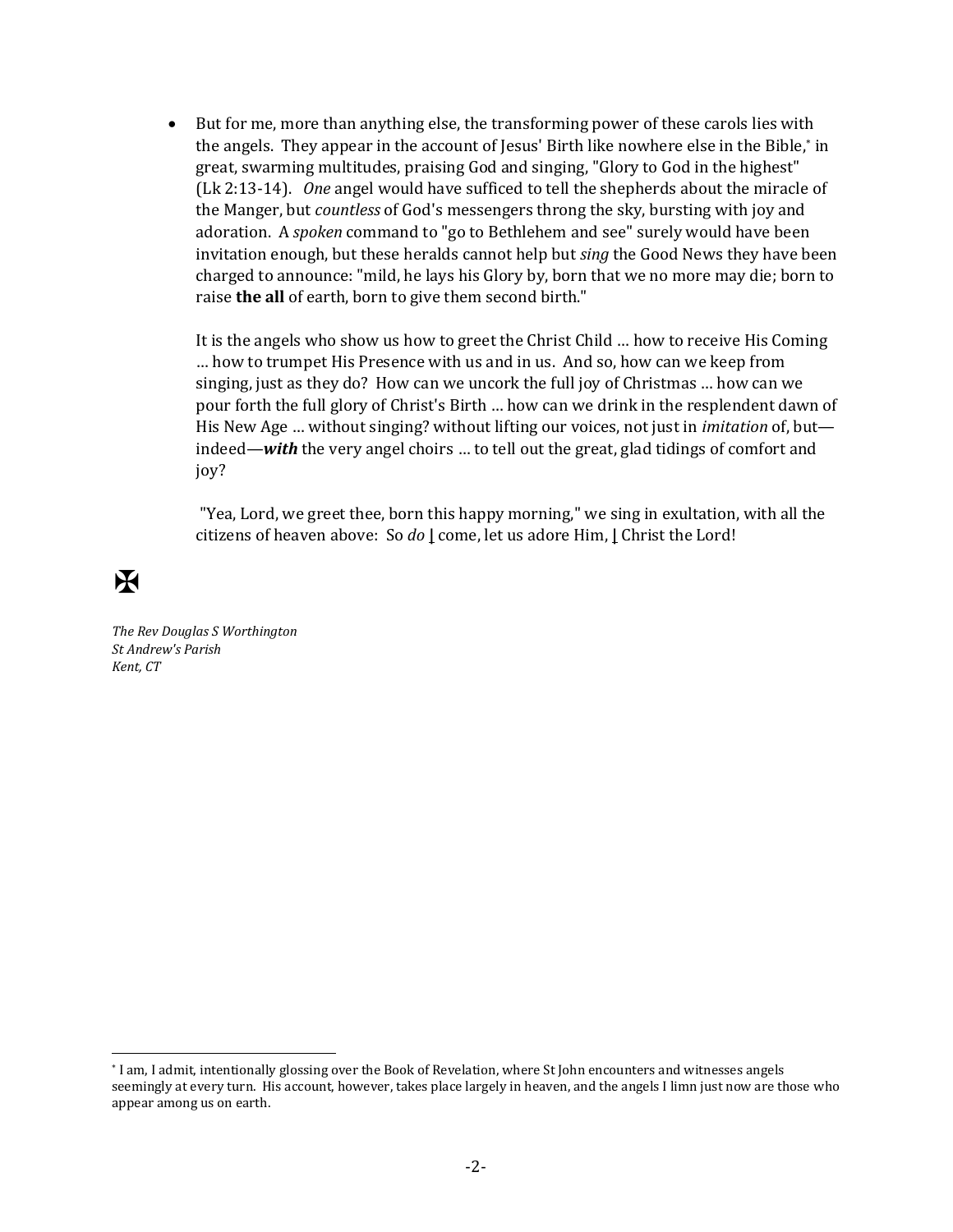- But for me, more than anything else, the transforming power of these carols lies with the angels. They appear in the account of Jesus' Birth like nowhere else in the Bible,* in great, swarming multitudes, praising God and singing, "Glory to God in the highest" (Lk 2:13-14). *One* angel would have sufficed to tell the shepherds about the miracle of the Manger, but *countless* of God's messengers throng the sky, bursting with joy and adoration. A *spoken* command to "go to Bethlehem and see" surely would have been invitation enough, but these heralds cannot help but *sing* the Good News they have been charged to announce: "mild, he lays his Glory by, born that we no more may die; born to raise **the all** of earth, born to give them second birth."

  It is the angels who show us how to greet the Christ Child … how to receive His Coming … how to trumpet His Presence with us and in us. And so, how can we keep from singing, just as they do? How can we uncork the full joy of Christmas … how can we pour forth the full glory of Christ's Birth … how can we drink in the resplendent dawn of His New Age … without singing? without lifting our voices, not just in *imitation* of, but—indeed—***with*** the very angel choirs … to tell out the great, glad tidings of comfort and joy?

  "Yea, Lord, we greet thee, born this happy morning," we sing in exultation, with all the citizens of heaven above: So *do* ⌊ come, let us adore Him, ⌊ Christ the Lord!

✠

*The Rev Douglas S Worthington*
*St Andrew's Parish*
*Kent, CT*

---

* I am, I admit, intentionally glossing over the Book of Revelation, where St John encounters and witnesses angels seemingly at every turn. His account, however, takes place largely in heaven, and the angels I limn just now are those who appear among us on earth.